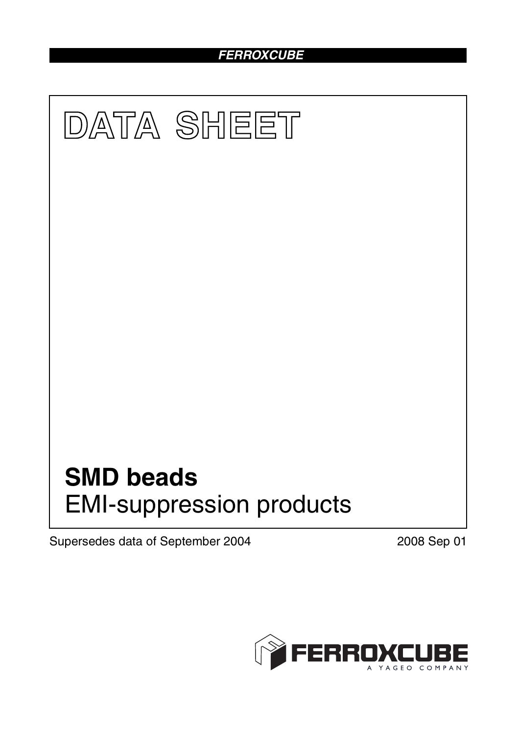# DATA SHEET

## SMD beads

EMI-suppression products

Supersedes data of September 2004

2008 Sep 01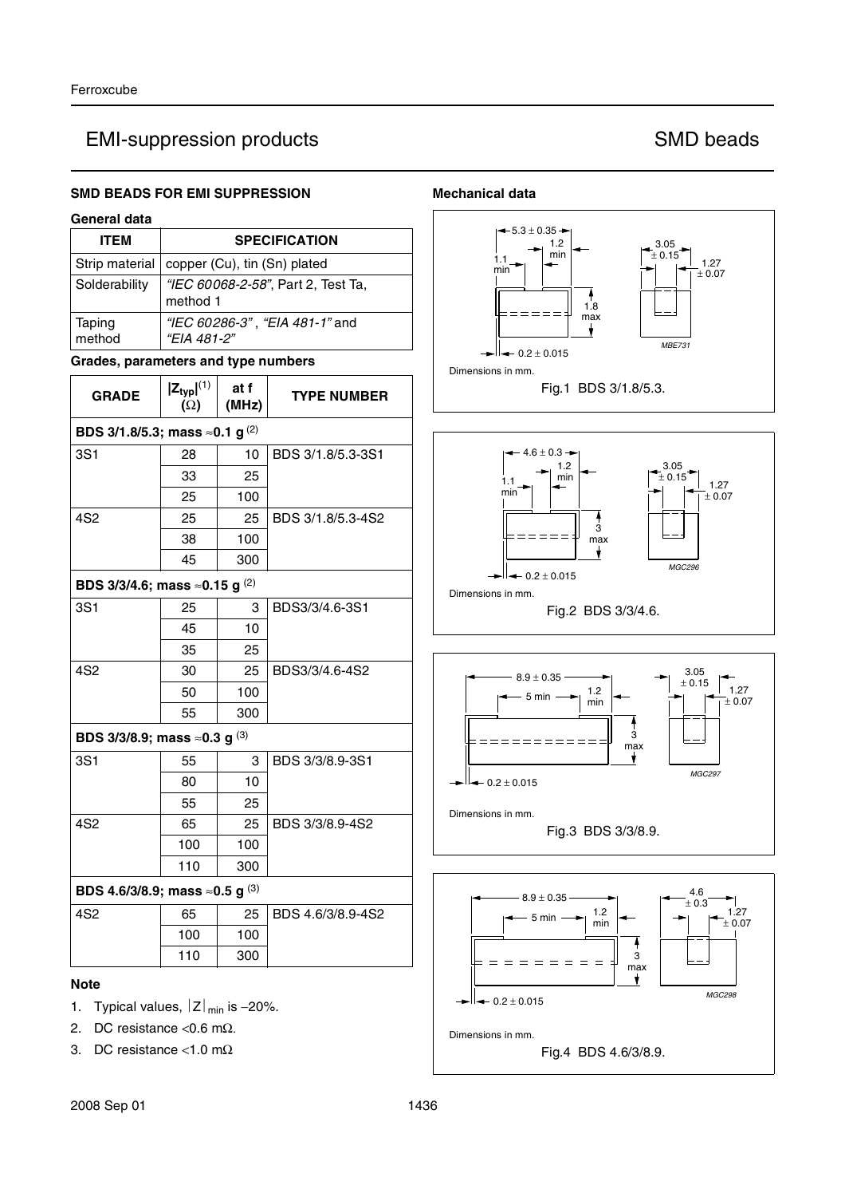# EMI-suppression products — SMD beads

## SMD BEADS FOR EMI SUPPRESSION

### General data

| ITEM | SPECIFICATION |
|---|---|
| Strip material | copper (Cu), tin (Sn) plated |
| Solderability | *"IEC 60068-2-58"*, Part 2, Test Ta, method 1 |
| Taping method | *"IEC 60286-3"*, *"EIA 481-1"* and *"EIA 481-2"* |

### Grades, parameters and type numbers

| GRADE | $\lvert Z_{typ} \rvert$[(1)] ($\Omega$) | at f (MHz) | TYPE NUMBER |
|---|---|---|---|
| **BDS 3/1.8/5.3; mass ≈0.1 g** [(2)] | | | |
| 3S1 | 28 | 10 | BDS 3/1.8/5.3-3S1 |
| | 33 | 25 | |
| | 25 | 100 | |
| 4S2 | 25 | 25 | BDS 3/1.8/5.3-4S2 |
| | 38 | 100 | |
| | 45 | 300 | |
| **BDS 3/3/4.6; mass ≈0.15 g** [(2)] | | | |
| 3S1 | 25 | 3 | BDS3/3/4.6-3S1 |
| | 45 | 10 | |
| | 35 | 25 | |
| 4S2 | 30 | 25 | BDS3/3/4.6-4S2 |
| | 50 | 100 | |
| | 55 | 300 | |
| **BDS 3/3/8.9; mass ≈0.3 g** [(3)] | | | |
| 3S1 | 55 | 3 | BDS 3/3/8.9-3S1 |
| | 80 | 10 | |
| | 55 | 25 | |
| 4S2 | 65 | 25 | BDS 3/3/8.9-4S2 |
| | 100 | 100 | |
| | 110 | 300 | |
| **BDS 4.6/3/8.9; mass ≈0.5 g** [(3)] | | | |
| 4S2 | 65 | 25 | BDS 4.6/3/8.9-4S2 |
| | 100 | 100 | |
| | 110 | 300 | |

#### Note

1. Typical values, $\lvert Z \rvert_{min}$ is −20%.
2. DC resistance <0.6 mΩ.
3. DC resistance <1.0 mΩ

### Mechanical data

Dimensions in mm.

Fig.1 BDS 3/1.8/5.3.

Dimensions in mm.

Fig.2 BDS 3/3/4.6.

Dimensions in mm.

Fig.3 BDS 3/3/8.9.

Dimensions in mm.

Fig.4 BDS 4.6/3/8.9.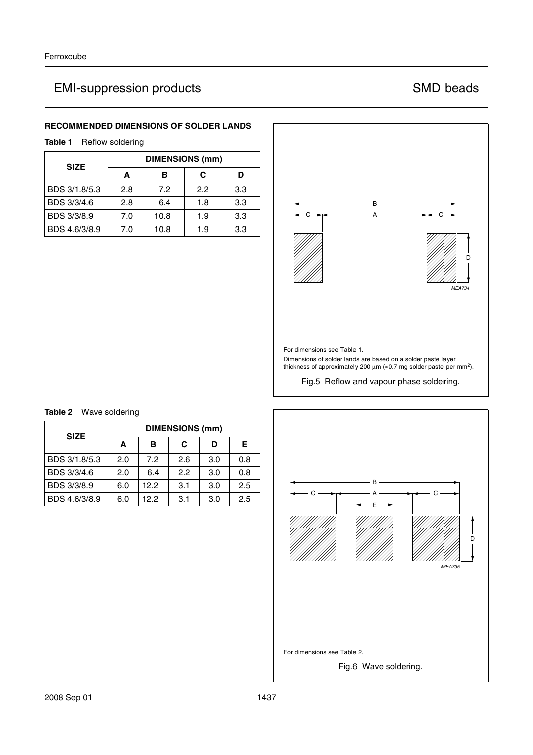## RECOMMENDED DIMENSIONS OF SOLDER LANDS

**Table 1** Reflow soldering

| SIZE | DIMENSIONS (mm) | | | |
|---|---|---|---|---|
| | A | B | C | D |
| BDS 3/1.8/5.3 | 2.8 | 7.2 | 2.2 | 3.3 |
| BDS 3/3/4.6 | 2.8 | 6.4 | 1.8 | 3.3 |
| BDS 3/3/8.9 | 7.0 | 10.8 | 1.9 | 3.3 |
| BDS 4.6/3/8.9 | 7.0 | 10.8 | 1.9 | 3.3 |

For dimensions see Table 1.

Dimensions of solder lands are based on a solder paste layer thickness of approximately 200 μm (≈0.7 mg solder paste per mm²).

Fig.5 Reflow and vapour phase soldering.

**Table 2** Wave soldering

| SIZE | DIMENSIONS (mm) | | | | |
|---|---|---|---|---|---|
| | A | B | C | D | E |
| BDS 3/1.8/5.3 | 2.0 | 7.2 | 2.6 | 3.0 | 0.8 |
| BDS 3/3/4.6 | 2.0 | 6.4 | 2.2 | 3.0 | 0.8 |
| BDS 3/3/8.9 | 6.0 | 12.2 | 3.1 | 3.0 | 2.5 |
| BDS 4.6/3/8.9 | 6.0 | 12.2 | 3.1 | 3.0 | 2.5 |

For dimensions see Table 2.

Fig.6 Wave soldering.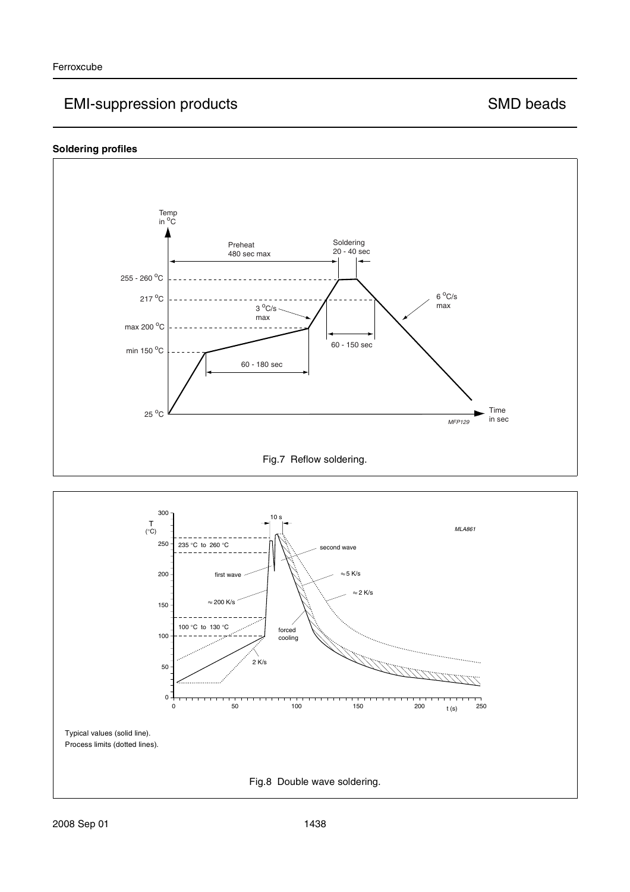### Soldering profiles

Fig.7 Reflow soldering.

Typical values (solid line).
Process limits (dotted lines).

Fig.8 Double wave soldering.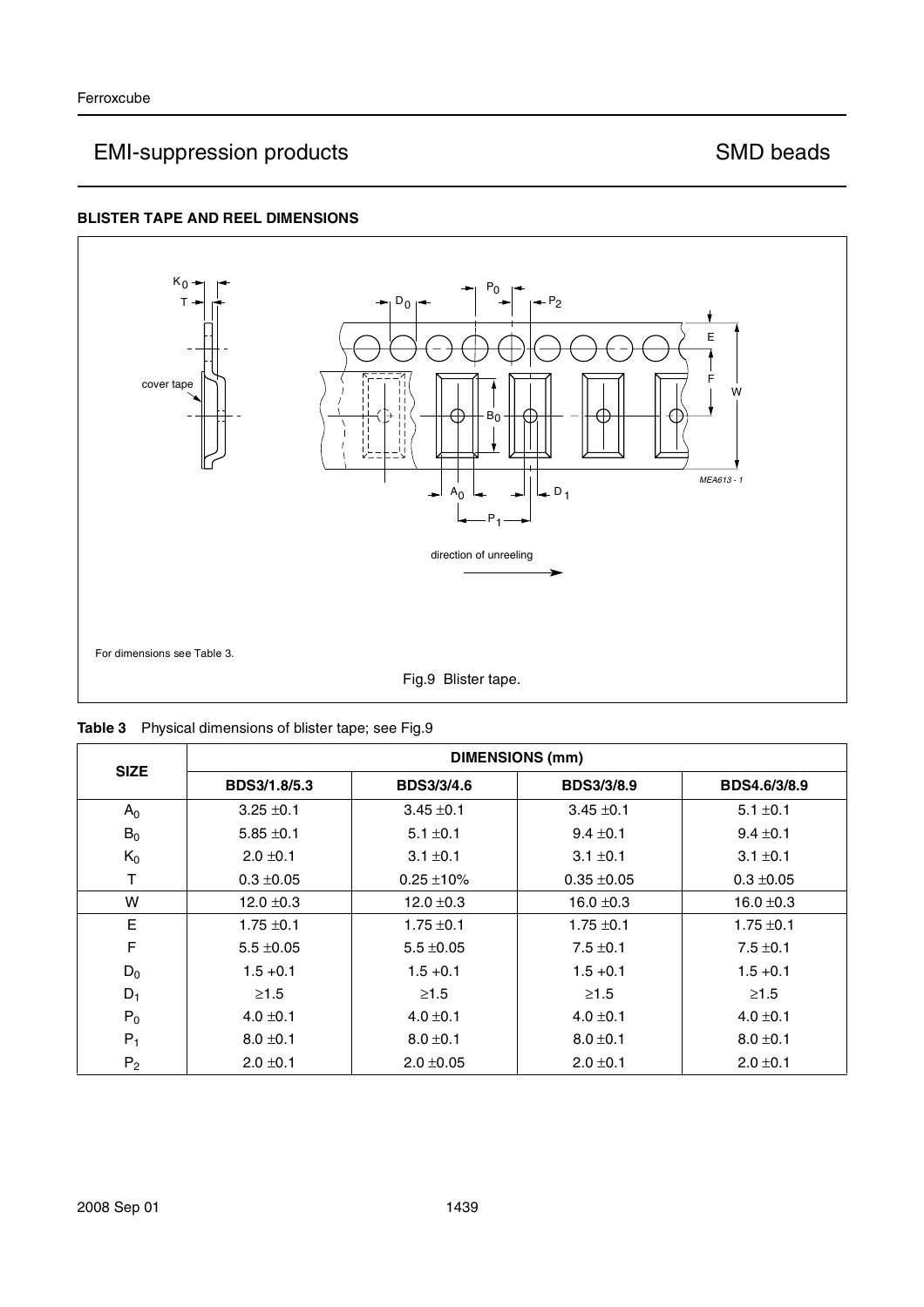### BLISTER TAPE AND REEL DIMENSIONS

For dimensions see Table 3.

Fig.9 Blister tape.

**Table 3** Physical dimensions of blister tape; see Fig.9

| SIZE | DIMENSIONS (mm) | | | |
|---|---|---|---|---|
| | **BDS3/1.8/5.3** | **BDS3/3/4.6** | **BDS3/3/8.9** | **BDS4.6/3/8.9** |
| $A_0$ | 3.25 ±0.1 | 3.45 ±0.1 | 3.45 ±0.1 | 5.1 ±0.1 |
| $B_0$ | 5.85 ±0.1 | 5.1 ±0.1 | 9.4 ±0.1 | 9.4 ±0.1 |
| $K_0$ | 2.0 ±0.1 | 3.1 ±0.1 | 3.1 ±0.1 | 3.1 ±0.1 |
| T | 0.3 ±0.05 | 0.25 ±10% | 0.35 ±0.05 | 0.3 ±0.05 |
| W | 12.0 ±0.3 | 12.0 ±0.3 | 16.0 ±0.3 | 16.0 ±0.3 |
| E | 1.75 ±0.1 | 1.75 ±0.1 | 1.75 ±0.1 | 1.75 ±0.1 |
| F | 5.5 ±0.05 | 5.5 ±0.05 | 7.5 ±0.1 | 7.5 ±0.1 |
| $D_0$ | 1.5 +0.1 | 1.5 +0.1 | 1.5 +0.1 | 1.5 +0.1 |
| $D_1$ | ≥1.5 | ≥1.5 | ≥1.5 | ≥1.5 |
| $P_0$ | 4.0 ±0.1 | 4.0 ±0.1 | 4.0 ±0.1 | 4.0 ±0.1 |
| $P_1$ | 8.0 ±0.1 | 8.0 ±0.1 | 8.0 ±0.1 | 8.0 ±0.1 |
| $P_2$ | 2.0 ±0.1 | 2.0 ±0.05 | 2.0 ±0.1 | 2.0 ±0.1 |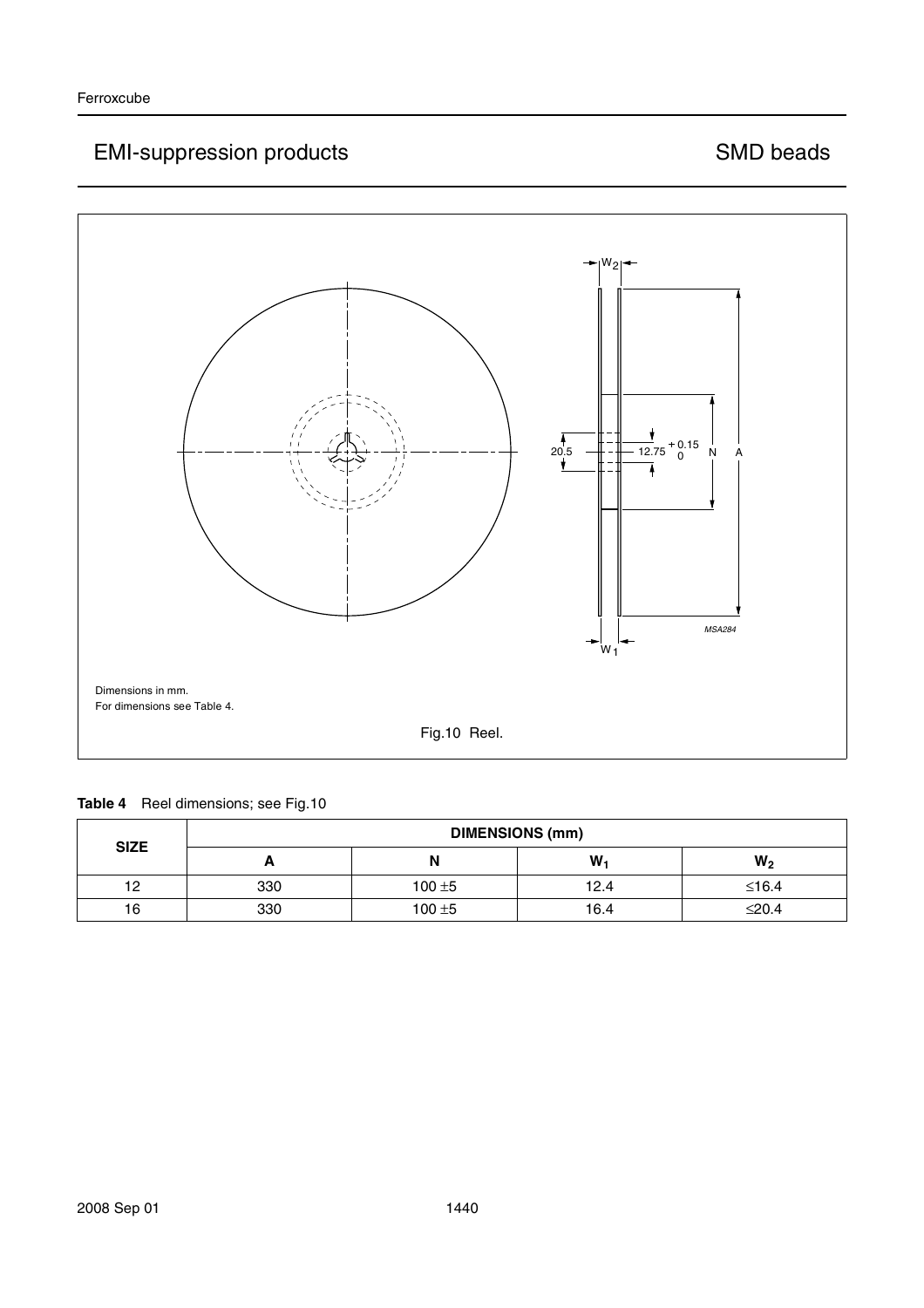Dimensions in mm.

For dimensions see Table 4.

Fig.10 Reel.

**Table 4** Reel dimensions; see Fig.10

| SIZE | DIMENSIONS (mm) | | | |
|---|---|---|---|---|
| | A | N | $W_1$ | $W_2$ |
| 12 | 330 | 100 ±5 | 12.4 | ≤16.4 |
| 16 | 330 | 100 ±5 | 16.4 | ≤20.4 |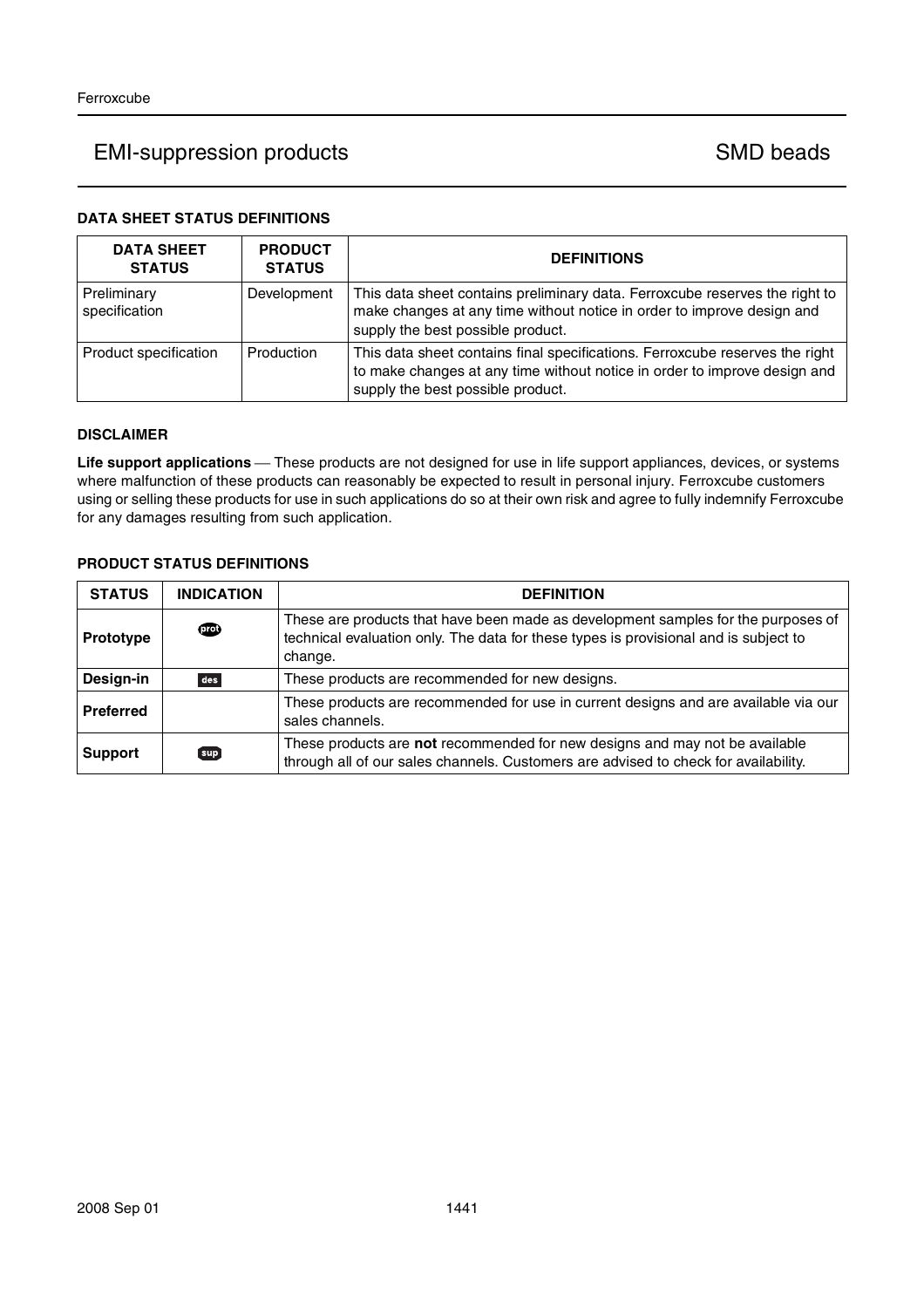## DATA SHEET STATUS DEFINITIONS

| DATA SHEET STATUS | PRODUCT STATUS | DEFINITIONS |
|---|---|---|
| Preliminary specification | Development | This data sheet contains preliminary data. Ferroxcube reserves the right to make changes at any time without notice in order to improve design and supply the best possible product. |
| Product specification | Production | This data sheet contains final specifications. Ferroxcube reserves the right to make changes at any time without notice in order to improve design and supply the best possible product. |

## DISCLAIMER

**Life support applications** — These products are not designed for use in life support appliances, devices, or systems where malfunction of these products can reasonably be expected to result in personal injury. Ferroxcube customers using or selling these products for use in such applications do so at their own risk and agree to fully indemnify Ferroxcube for any damages resulting from such application.

## PRODUCT STATUS DEFINITIONS

| STATUS | INDICATION | DEFINITION |
|---|---|---|
| **Prototype** | prot | These are products that have been made as development samples for the purposes of technical evaluation only. The data for these types is provisional and is subject to change. |
| **Design-in** | des | These products are recommended for new designs. |
| **Preferred** | | These products are recommended for use in current designs and are available via our sales channels. |
| **Support** | sup | These products are **not** recommended for new designs and may not be available through all of our sales channels. Customers are advised to check for availability. |